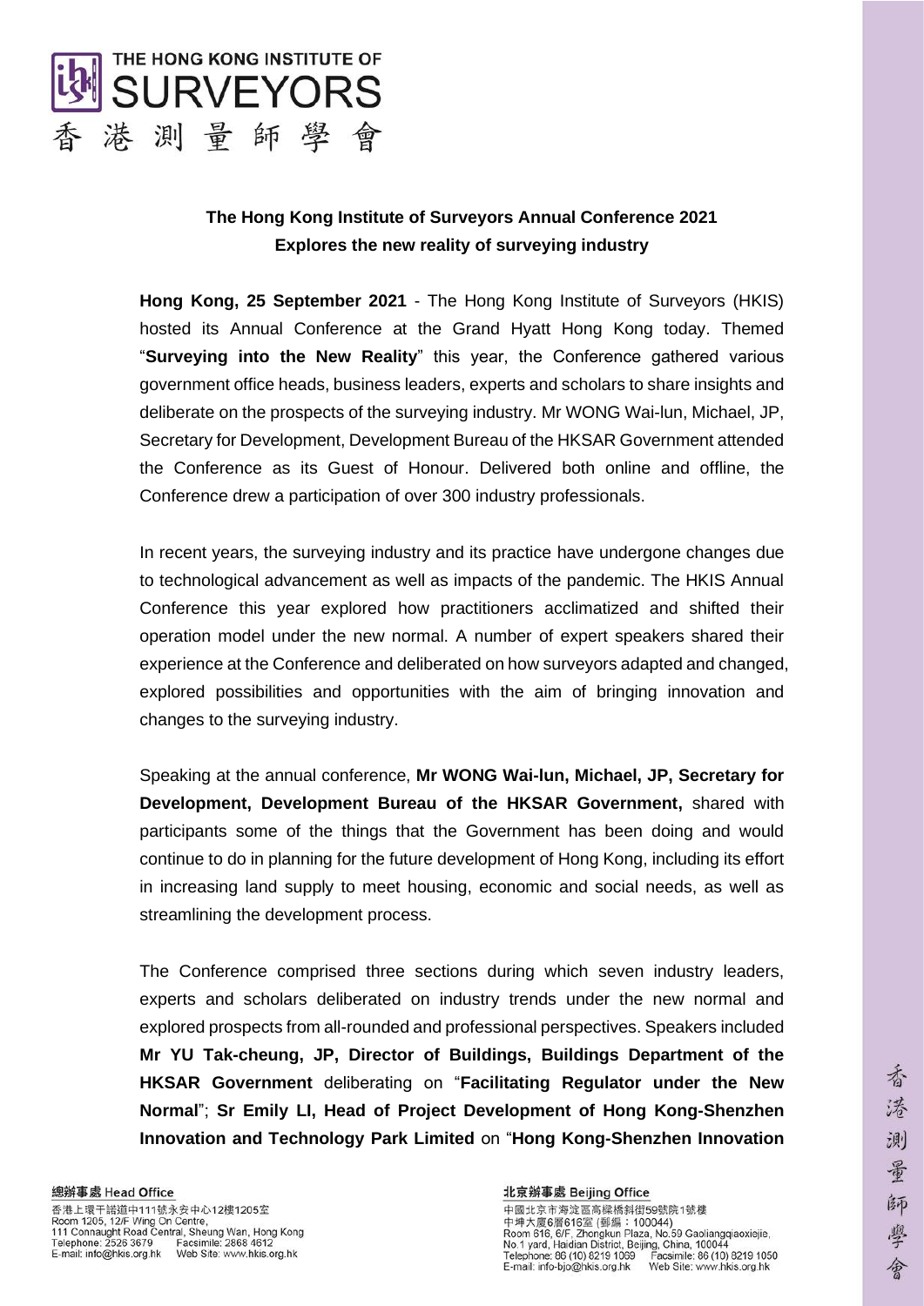**The Hong Kong Institute of Surveyors Annual Conference 2021**
**Explores the new reality of surveying industry**

**Hong Kong, 25 September 2021** - The Hong Kong Institute of Surveyors (HKIS) hosted its Annual Conference at the Grand Hyatt Hong Kong today. Themed "**Surveying into the New Reality**" this year, the Conference gathered various government office heads, business leaders, experts and scholars to share insights and deliberate on the prospects of the surveying industry. Mr WONG Wai-lun, Michael, JP, Secretary for Development, Development Bureau of the HKSAR Government attended the Conference as its Guest of Honour. Delivered both online and offline, the Conference drew a participation of over 300 industry professionals.

In recent years, the surveying industry and its practice have undergone changes due to technological advancement as well as impacts of the pandemic. The HKIS Annual Conference this year explored how practitioners acclimatized and shifted their operation model under the new normal. A number of expert speakers shared their experience at the Conference and deliberated on how surveyors adapted and changed, explored possibilities and opportunities with the aim of bringing innovation and changes to the surveying industry.

Speaking at the annual conference, **Mr WONG Wai-lun, Michael, JP, Secretary for Development, Development Bureau of the HKSAR Government,** shared with participants some of the things that the Government has been doing and would continue to do in planning for the future development of Hong Kong, including its effort in increasing land supply to meet housing, economic and social needs, as well as streamlining the development process.

The Conference comprised three sections during which seven industry leaders, experts and scholars deliberated on industry trends under the new normal and explored prospects from all-rounded and professional perspectives. Speakers included **Mr YU Tak-cheung, JP, Director of Buildings, Buildings Department of the HKSAR Government** deliberating on "**Facilitating Regulator under the New Normal**"; **Sr Emily LI, Head of Project Development of Hong Kong-Shenzhen Innovation and Technology Park Limited** on "**Hong Kong-Shenzhen Innovation**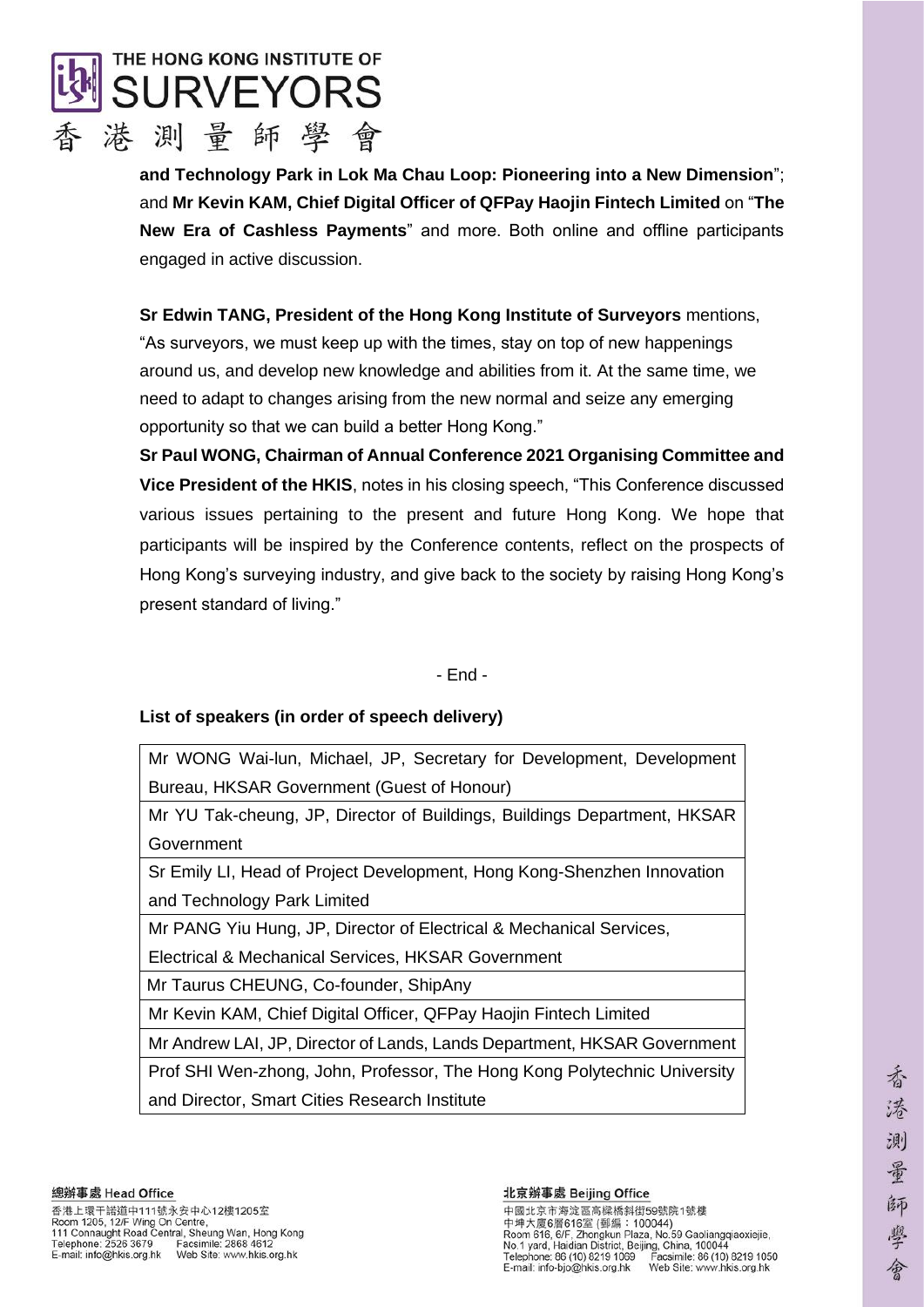**and Technology Park in Lok Ma Chau Loop: Pioneering into a New Dimension**"; and **Mr Kevin KAM, Chief Digital Officer of QFPay Haojin Fintech Limited** on "**The New Era of Cashless Payments**" and more. Both online and offline participants engaged in active discussion.

**Sr Edwin TANG, President of the Hong Kong Institute of Surveyors** mentions, "As surveyors, we must keep up with the times, stay on top of new happenings around us, and develop new knowledge and abilities from it. At the same time, we need to adapt to changes arising from the new normal and seize any emerging opportunity so that we can build a better Hong Kong."

**Sr Paul WONG, Chairman of Annual Conference 2021 Organising Committee and Vice President of the HKIS**, notes in his closing speech, "This Conference discussed various issues pertaining to the present and future Hong Kong. We hope that participants will be inspired by the Conference contents, reflect on the prospects of Hong Kong's surveying industry, and give back to the society by raising Hong Kong's present standard of living."

- End -

**List of speakers (in order of speech delivery)**

| |
|---|
| Mr WONG Wai-lun, Michael, JP, Secretary for Development, Development Bureau, HKSAR Government (Guest of Honour) |
| Mr YU Tak-cheung, JP, Director of Buildings, Buildings Department, HKSAR Government |
| Sr Emily LI, Head of Project Development, Hong Kong-Shenzhen Innovation and Technology Park Limited |
| Mr PANG Yiu Hung, JP, Director of Electrical & Mechanical Services, Electrical & Mechanical Services, HKSAR Government |
| Mr Taurus CHEUNG, Co-founder, ShipAny |
| Mr Kevin KAM, Chief Digital Officer, QFPay Haojin Fintech Limited |
| Mr Andrew LAI, JP, Director of Lands, Lands Department, HKSAR Government |
| Prof SHI Wen-zhong, John, Professor, The Hong Kong Polytechnic University and Director, Smart Cities Research Institute |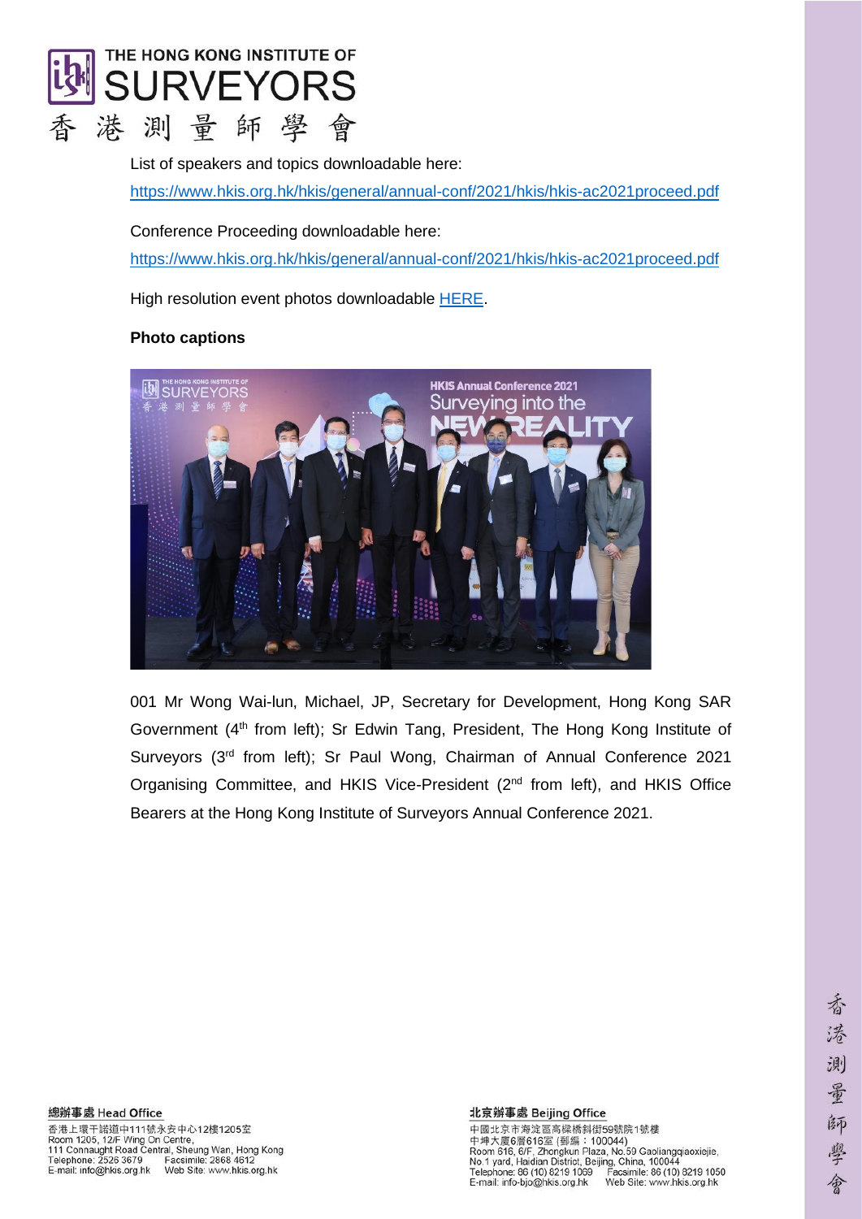List of speakers and topics downloadable here:

https://www.hkis.org.hk/hkis/general/annual-conf/2021/hkis/hkis-ac2021proceed.pdf

Conference Proceeding downloadable here:

https://www.hkis.org.hk/hkis/general/annual-conf/2021/hkis/hkis-ac2021proceed.pdf

High resolution event photos downloadable HERE.

**Photo captions**

001 Mr Wong Wai-lun, Michael, JP, Secretary for Development, Hong Kong SAR Government (4th from left); Sr Edwin Tang, President, The Hong Kong Institute of Surveyors (3rd from left); Sr Paul Wong, Chairman of Annual Conference 2021 Organising Committee, and HKIS Vice-President (2nd from left), and HKIS Office Bearers at the Hong Kong Institute of Surveyors Annual Conference 2021.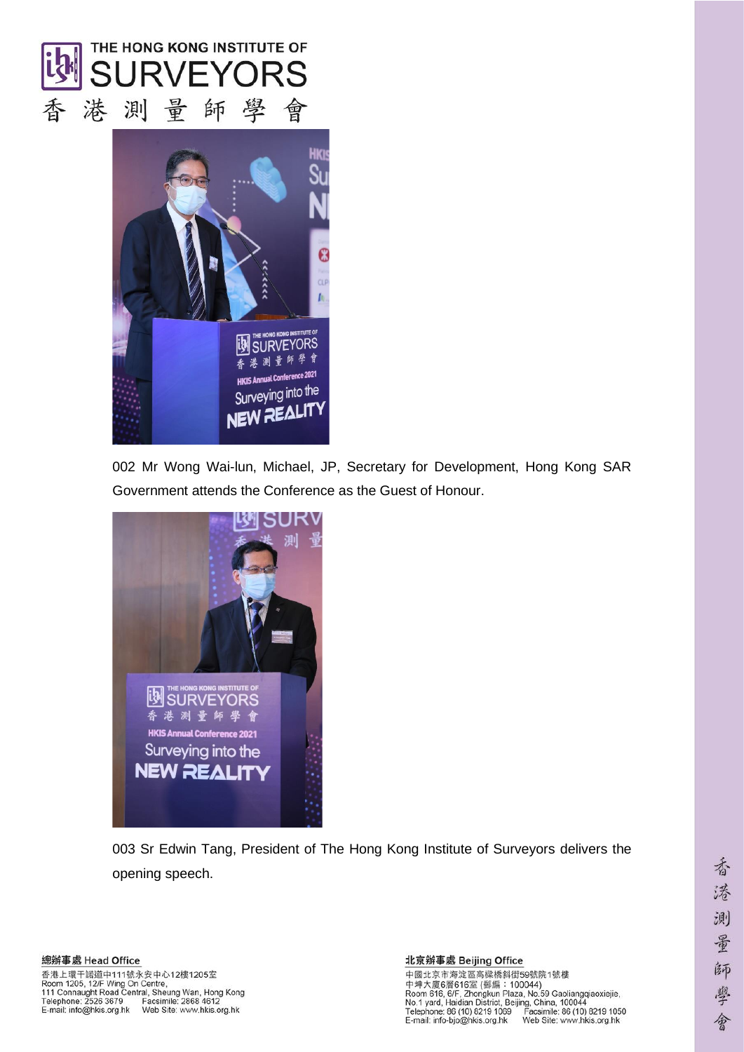002 Mr Wong Wai-lun, Michael, JP, Secretary for Development, Hong Kong SAR Government attends the Conference as the Guest of Honour.

003 Sr Edwin Tang, President of The Hong Kong Institute of Surveyors delivers the opening speech.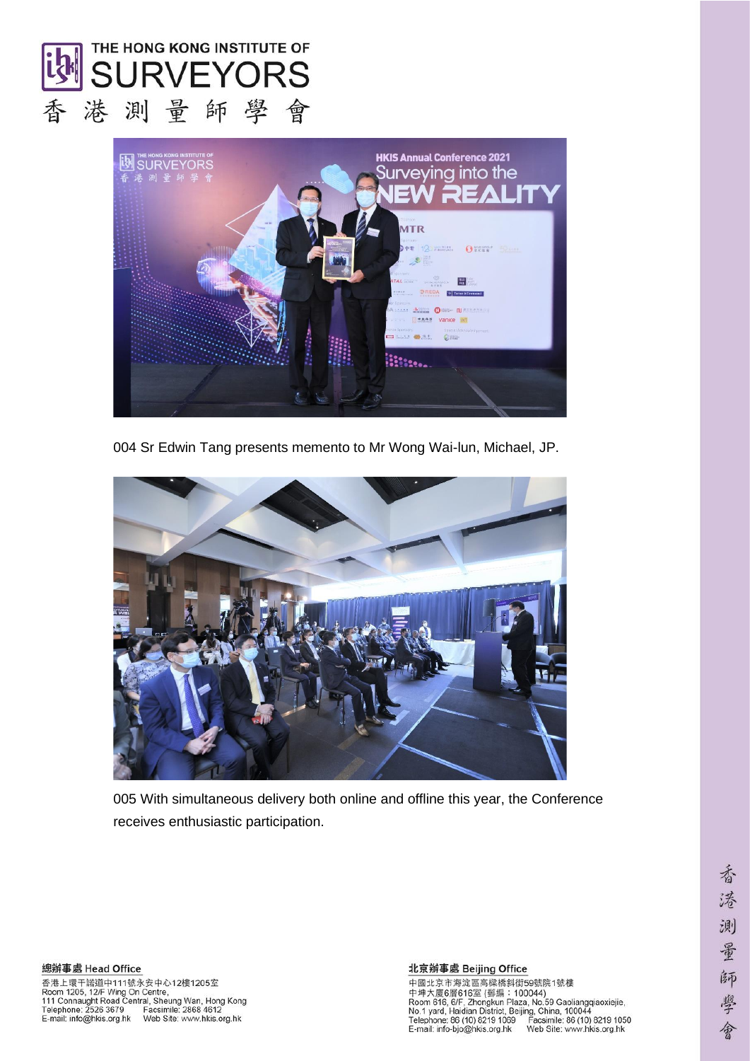004 Sr Edwin Tang presents memento to Mr Wong Wai-lun, Michael, JP.

005 With simultaneous delivery both online and offline this year, the Conference receives enthusiastic participation.

**總辦事處 Head Office**

香港上環干諾道中111號永安中心12樓1205室
Room 1205, 12/F Wing On Centre,
111 Connaught Road Central, Sheung Wan, Hong Kong
Telephone: 2526 3679 Facsimile: 2868 4612
E-mail: info@hkis.org.hk Web Site: www.hkis.org.hk

**北京辦事處 Beijing Office**

中國北京市海淀區高粱橋斜街59號院1號樓
中坤大廈6層616室 (郵編：100044)
Room 616, 6/F, Zhongkun Plaza, No.59 Gaoliangqiaoxiejie,
No.1 yard, Haidian District, Beijing, China, 100044
Telephone: 86 (10) 8219 1069 Facsimile: 86 (10) 8219 1050
E-mail: info-bjo@hkis.org.hk Web Site: www.hkis.org.hk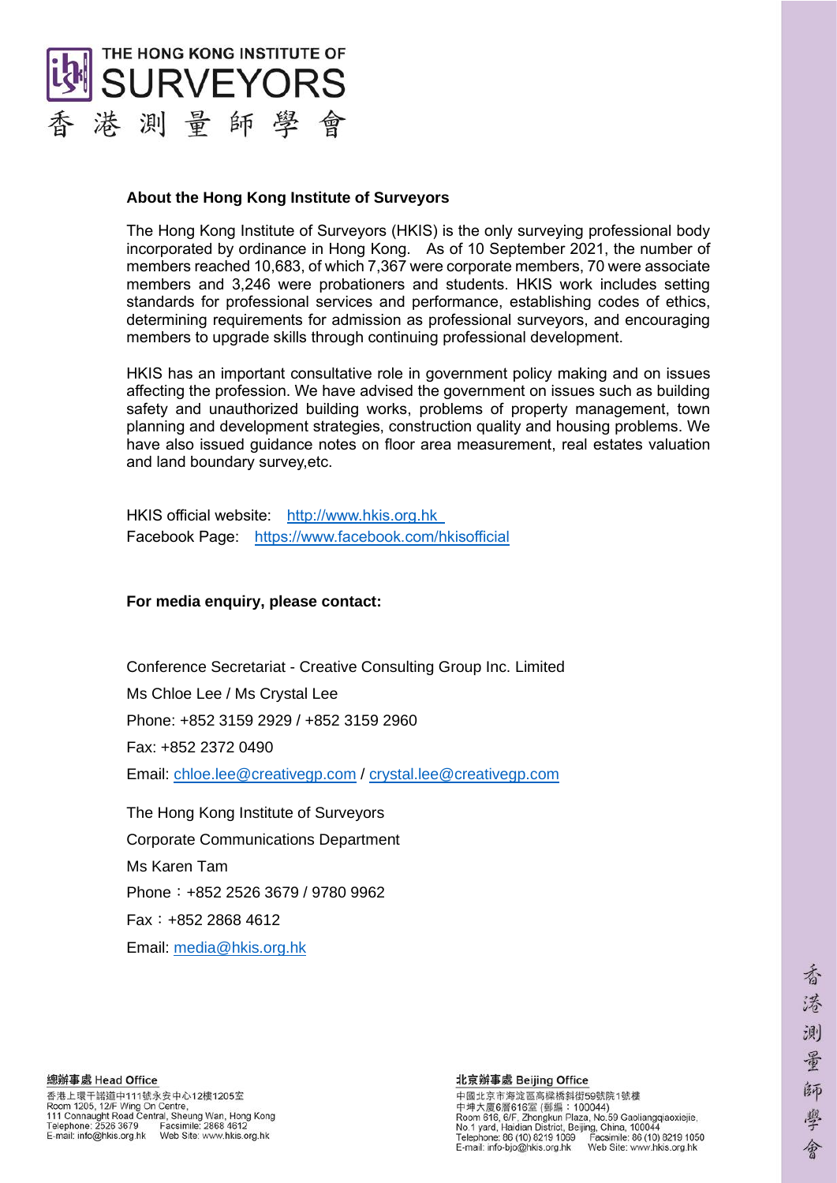## About the Hong Kong Institute of Surveyors

The Hong Kong Institute of Surveyors (HKIS) is the only surveying professional body incorporated by ordinance in Hong Kong. As of 10 September 2021, the number of members reached 10,683, of which 7,367 were corporate members, 70 were associate members and 3,246 were probationers and students. HKIS work includes setting standards for professional services and performance, establishing codes of ethics, determining requirements for admission as professional surveyors, and encouraging members to upgrade skills through continuing professional development.

HKIS has an important consultative role in government policy making and on issues affecting the profession. We have advised the government on issues such as building safety and unauthorized building works, problems of property management, town planning and development strategies, construction quality and housing problems. We have also issued guidance notes on floor area measurement, real estates valuation and land boundary survey,etc.

HKIS official website: http://www.hkis.org.hk
Facebook Page: https://www.facebook.com/hkisofficial

## For media enquiry, please contact:

Conference Secretariat - Creative Consulting Group Inc. Limited
Ms Chloe Lee / Ms Crystal Lee
Phone: +852 3159 2929 / +852 3159 2960
Fax: +852 2372 0490
Email: chloe.lee@creativegp.com / crystal.lee@creativegp.com

The Hong Kong Institute of Surveyors
Corporate Communications Department
Ms Karen Tam
Phone：+852 2526 3679 / 9780 9962
Fax：+852 2868 4612
Email: media@hkis.org.hk